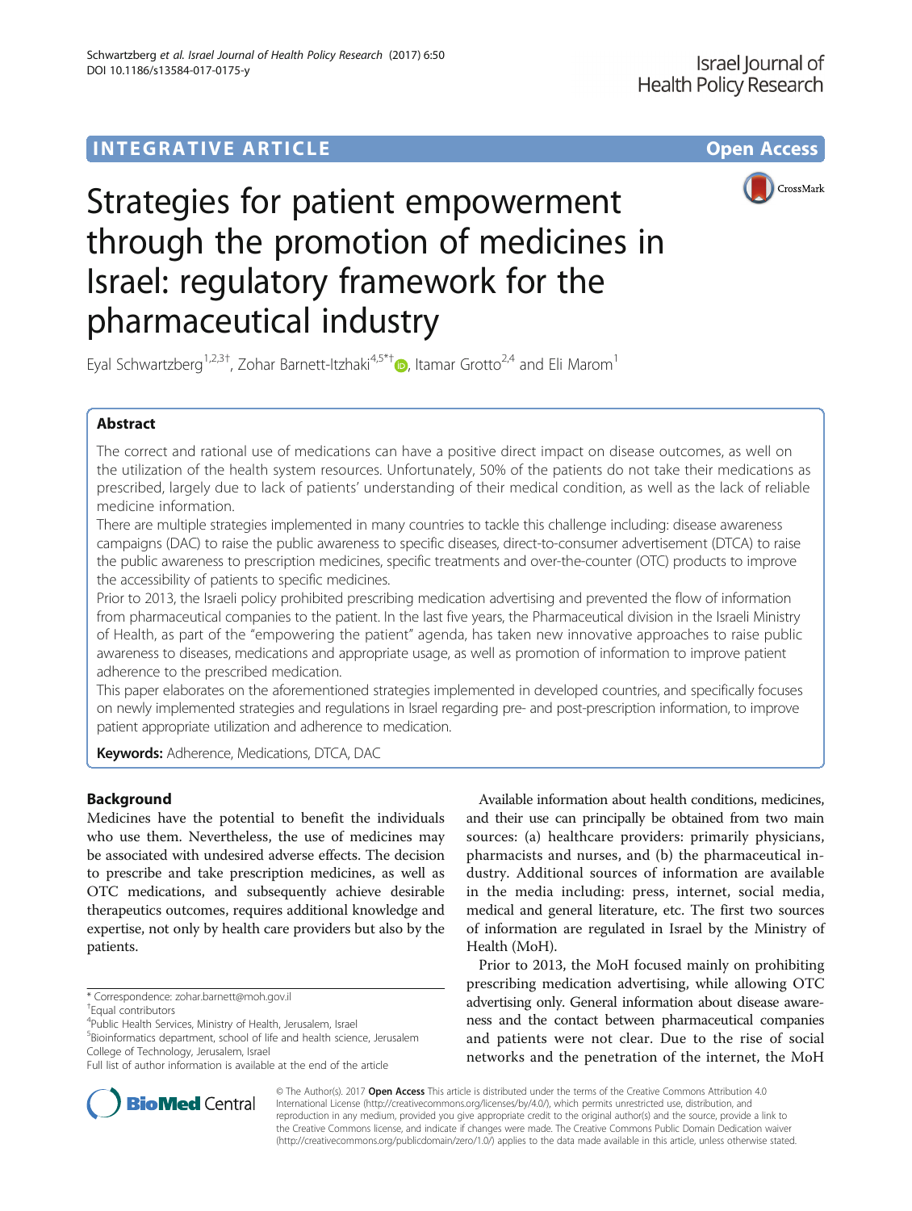INTEGRATIVE ARTICLE

Open Access

# Strategies for patient empowerment through the promotion of medicines in Israel: regulatory framework for the pharmaceutical industry

Eyal Schwartzberg[1,2,3†], Zohar Barnett-Itzhaki[4,5*†], Itamar Grotto[2,4] and Eli Marom[1]

## Abstract

The correct and rational use of medications can have a positive direct impact on disease outcomes, as well on the utilization of the health system resources. Unfortunately, 50% of the patients do not take their medications as prescribed, largely due to lack of patients' understanding of their medical condition, as well as the lack of reliable medicine information.

There are multiple strategies implemented in many countries to tackle this challenge including: disease awareness campaigns (DAC) to raise the public awareness to specific diseases, direct-to-consumer advertisement (DTCA) to raise the public awareness to prescription medicines, specific treatments and over-the-counter (OTC) products to improve the accessibility of patients to specific medicines.

Prior to 2013, the Israeli policy prohibited prescribing medication advertising and prevented the flow of information from pharmaceutical companies to the patient. In the last five years, the Pharmaceutical division in the Israeli Ministry of Health, as part of the "empowering the patient" agenda, has taken new innovative approaches to raise public awareness to diseases, medications and appropriate usage, as well as promotion of information to improve patient adherence to the prescribed medication.

This paper elaborates on the aforementioned strategies implemented in developed countries, and specifically focuses on newly implemented strategies and regulations in Israel regarding pre- and post-prescription information, to improve patient appropriate utilization and adherence to medication.

**Keywords:** Adherence, Medications, DTCA, DAC

## Background

Medicines have the potential to benefit the individuals who use them. Nevertheless, the use of medicines may be associated with undesired adverse effects. The decision to prescribe and take prescription medicines, as well as OTC medications, and subsequently achieve desirable therapeutics outcomes, requires additional knowledge and expertise, not only by health care providers but also by the patients.

Available information about health conditions, medicines, and their use can principally be obtained from two main sources: (a) healthcare providers: primarily physicians, pharmacists and nurses, and (b) the pharmaceutical industry. Additional sources of information are available in the media including: press, internet, social media, medical and general literature, etc. The first two sources of information are regulated in Israel by the Ministry of Health (MoH).

Prior to 2013, the MoH focused mainly on prohibiting prescribing medication advertising, while allowing OTC advertising only. General information about disease awareness and the contact between pharmaceutical companies and patients were not clear. Due to the rise of social networks and the penetration of the internet, the MoH

---

* Correspondence: zohar.barnett@moh.gov.il

†Equal contributors

[4]Public Health Services, Ministry of Health, Jerusalem, Israel

[5]Bioinformatics department, school of life and health science, Jerusalem College of Technology, Jerusalem, Israel

Full list of author information is available at the end of the article

© The Author(s). 2017 **Open Access** This article is distributed under the terms of the Creative Commons Attribution 4.0 International License (http://creativecommons.org/licenses/by/4.0/), which permits unrestricted use, distribution, and reproduction in any medium, provided you give appropriate credit to the original author(s) and the source, provide a link to the Creative Commons license, and indicate if changes were made. The Creative Commons Public Domain Dedication waiver (http://creativecommons.org/publicdomain/zero/1.0/) applies to the data made available in this article, unless otherwise stated.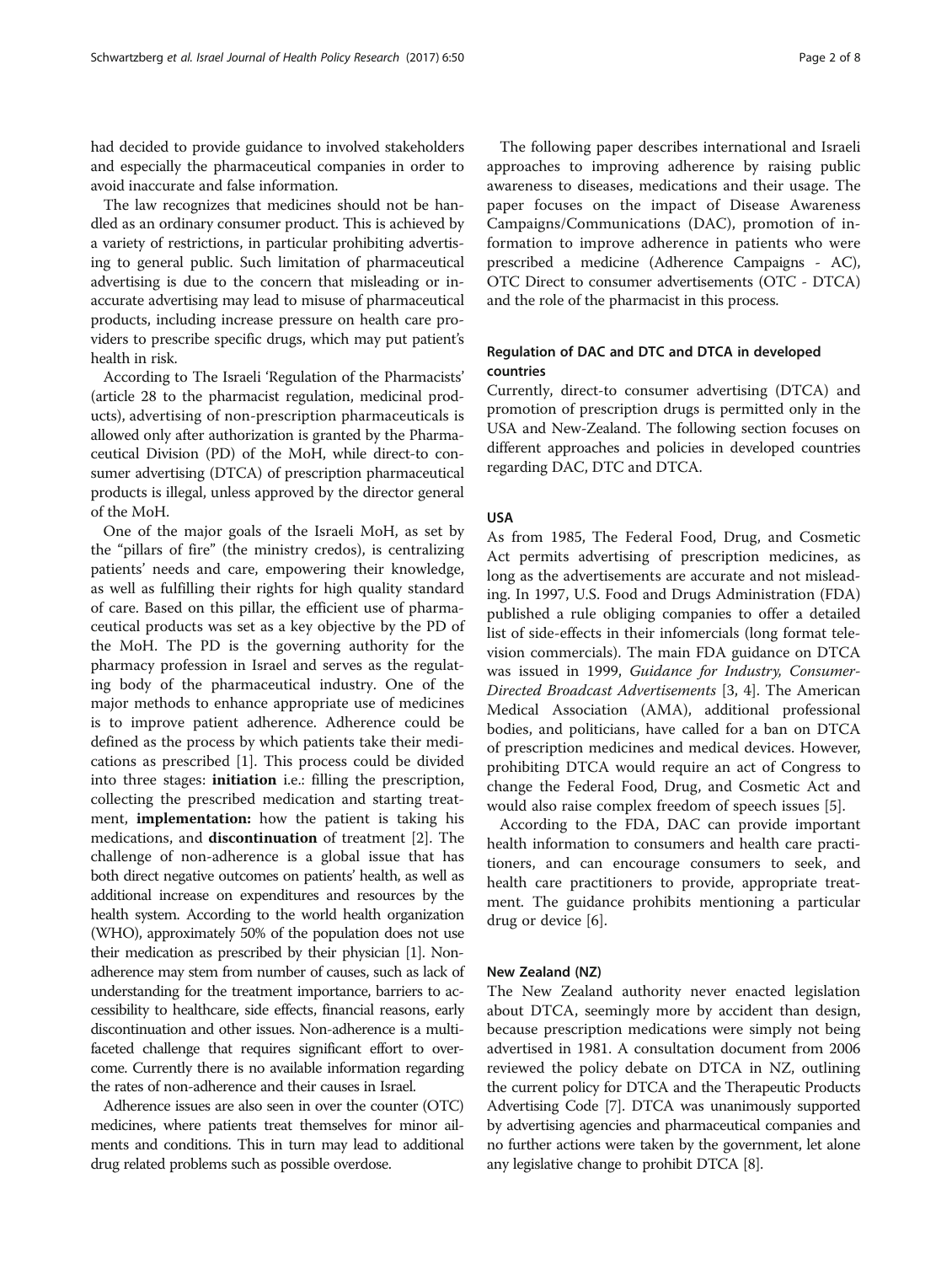had decided to provide guidance to involved stakeholders and especially the pharmaceutical companies in order to avoid inaccurate and false information.

The law recognizes that medicines should not be handled as an ordinary consumer product. This is achieved by a variety of restrictions, in particular prohibiting advertising to general public. Such limitation of pharmaceutical advertising is due to the concern that misleading or inaccurate advertising may lead to misuse of pharmaceutical products, including increase pressure on health care providers to prescribe specific drugs, which may put patient's health in risk.

According to The Israeli 'Regulation of the Pharmacists' (article 28 to the pharmacist regulation, medicinal products), advertising of non-prescription pharmaceuticals is allowed only after authorization is granted by the Pharmaceutical Division (PD) of the MoH, while direct-to consumer advertising (DTCA) of prescription pharmaceutical products is illegal, unless approved by the director general of the MoH.

One of the major goals of the Israeli MoH, as set by the "pillars of fire" (the ministry credos), is centralizing patients' needs and care, empowering their knowledge, as well as fulfilling their rights for high quality standard of care. Based on this pillar, the efficient use of pharmaceutical products was set as a key objective by the PD of the MoH. The PD is the governing authority for the pharmacy profession in Israel and serves as the regulating body of the pharmaceutical industry. One of the major methods to enhance appropriate use of medicines is to improve patient adherence. Adherence could be defined as the process by which patients take their medications as prescribed [1]. This process could be divided into three stages: **initiation** i.e.: filling the prescription, collecting the prescribed medication and starting treatment, **implementation:** how the patient is taking his medications, and **discontinuation** of treatment [2]. The challenge of non-adherence is a global issue that has both direct negative outcomes on patients' health, as well as additional increase on expenditures and resources by the health system. According to the world health organization (WHO), approximately 50% of the population does not use their medication as prescribed by their physician [1]. Non-adherence may stem from number of causes, such as lack of understanding for the treatment importance, barriers to accessibility to healthcare, side effects, financial reasons, early discontinuation and other issues. Non-adherence is a multi-faceted challenge that requires significant effort to overcome. Currently there is no available information regarding the rates of non-adherence and their causes in Israel.

Adherence issues are also seen in over the counter (OTC) medicines, where patients treat themselves for minor ailments and conditions. This in turn may lead to additional drug related problems such as possible overdose.

The following paper describes international and Israeli approaches to improving adherence by raising public awareness to diseases, medications and their usage. The paper focuses on the impact of Disease Awareness Campaigns/Communications (DAC), promotion of information to improve adherence in patients who were prescribed a medicine (Adherence Campaigns - AC), OTC Direct to consumer advertisements (OTC - DTCA) and the role of the pharmacist in this process.

## Regulation of DAC and DTC and DTCA in developed countries

Currently, direct-to consumer advertising (DTCA) and promotion of prescription drugs is permitted only in the USA and New-Zealand. The following section focuses on different approaches and policies in developed countries regarding DAC, DTC and DTCA.

### USA

As from 1985, The Federal Food, Drug, and Cosmetic Act permits advertising of prescription medicines, as long as the advertisements are accurate and not misleading. In 1997, U.S. Food and Drugs Administration (FDA) published a rule obliging companies to offer a detailed list of side-effects in their infomercials (long format television commercials). The main FDA guidance on DTCA was issued in 1999, *Guidance for Industry, Consumer-Directed Broadcast Advertisements* [3, 4]. The American Medical Association (AMA), additional professional bodies, and politicians, have called for a ban on DTCA of prescription medicines and medical devices. However, prohibiting DTCA would require an act of Congress to change the Federal Food, Drug, and Cosmetic Act and would also raise complex freedom of speech issues [5].

According to the FDA, DAC can provide important health information to consumers and health care practitioners, and can encourage consumers to seek, and health care practitioners to provide, appropriate treatment. The guidance prohibits mentioning a particular drug or device [6].

### New Zealand (NZ)

The New Zealand authority never enacted legislation about DTCA, seemingly more by accident than design, because prescription medications were simply not being advertised in 1981. A consultation document from 2006 reviewed the policy debate on DTCA in NZ, outlining the current policy for DTCA and the Therapeutic Products Advertising Code [7]. DTCA was unanimously supported by advertising agencies and pharmaceutical companies and no further actions were taken by the government, let alone any legislative change to prohibit DTCA [8].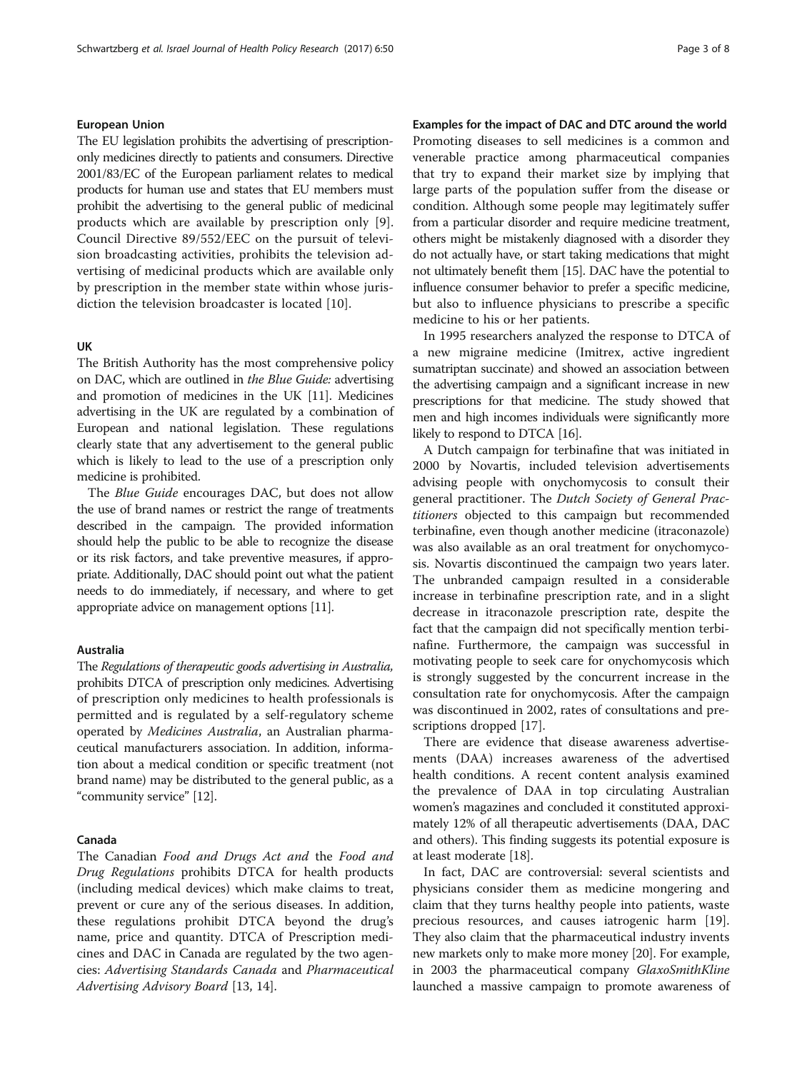### European Union

The EU legislation prohibits the advertising of prescription-only medicines directly to patients and consumers. Directive 2001/83/EC of the European parliament relates to medical products for human use and states that EU members must prohibit the advertising to the general public of medicinal products which are available by prescription only [9]. Council Directive 89/552/EEC on the pursuit of television broadcasting activities, prohibits the television advertising of medicinal products which are available only by prescription in the member state within whose jurisdiction the television broadcaster is located [10].

### UK

The British Authority has the most comprehensive policy on DAC, which are outlined in *the Blue Guide:* advertising and promotion of medicines in the UK [11]. Medicines advertising in the UK are regulated by a combination of European and national legislation. These regulations clearly state that any advertisement to the general public which is likely to lead to the use of a prescription only medicine is prohibited.

The *Blue Guide* encourages DAC, but does not allow the use of brand names or restrict the range of treatments described in the campaign. The provided information should help the public to be able to recognize the disease or its risk factors, and take preventive measures, if appropriate. Additionally, DAC should point out what the patient needs to do immediately, if necessary, and where to get appropriate advice on management options [11].

### Australia

The *Regulations of therapeutic goods advertising in Australia,* prohibits DTCA of prescription only medicines. Advertising of prescription only medicines to health professionals is permitted and is regulated by a self-regulatory scheme operated by *Medicines Australia*, an Australian pharmaceutical manufacturers association. In addition, information about a medical condition or specific treatment (not brand name) may be distributed to the general public, as a "community service" [12].

### Canada

The Canadian *Food and Drugs Act and* the *Food and Drug Regulations* prohibits DTCA for health products (including medical devices) which make claims to treat, prevent or cure any of the serious diseases. In addition, these regulations prohibit DTCA beyond the drug's name, price and quantity. DTCA of Prescription medicines and DAC in Canada are regulated by the two agencies: *Advertising Standards Canada* and *Pharmaceutical Advertising Advisory Board* [13, 14].

### Examples for the impact of DAC and DTC around the world

Promoting diseases to sell medicines is a common and venerable practice among pharmaceutical companies that try to expand their market size by implying that large parts of the population suffer from the disease or condition. Although some people may legitimately suffer from a particular disorder and require medicine treatment, others might be mistakenly diagnosed with a disorder they do not actually have, or start taking medications that might not ultimately benefit them [15]. DAC have the potential to influence consumer behavior to prefer a specific medicine, but also to influence physicians to prescribe a specific medicine to his or her patients.

In 1995 researchers analyzed the response to DTCA of a new migraine medicine (Imitrex, active ingredient sumatriptan succinate) and showed an association between the advertising campaign and a significant increase in new prescriptions for that medicine. The study showed that men and high incomes individuals were significantly more likely to respond to DTCA [16].

A Dutch campaign for terbinafine that was initiated in 2000 by Novartis, included television advertisements advising people with onychomycosis to consult their general practitioner. The *Dutch Society of General Practitioners* objected to this campaign but recommended terbinafine, even though another medicine (itraconazole) was also available as an oral treatment for onychomycosis. Novartis discontinued the campaign two years later. The unbranded campaign resulted in a considerable increase in terbinafine prescription rate, and in a slight decrease in itraconazole prescription rate, despite the fact that the campaign did not specifically mention terbinafine. Furthermore, the campaign was successful in motivating people to seek care for onychomycosis which is strongly suggested by the concurrent increase in the consultation rate for onychomycosis. After the campaign was discontinued in 2002, rates of consultations and prescriptions dropped [17].

There are evidence that disease awareness advertisements (DAA) increases awareness of the advertised health conditions. A recent content analysis examined the prevalence of DAA in top circulating Australian women's magazines and concluded it constituted approximately 12% of all therapeutic advertisements (DAA, DAC and others). This finding suggests its potential exposure is at least moderate [18].

In fact, DAC are controversial: several scientists and physicians consider them as medicine mongering and claim that they turns healthy people into patients, waste precious resources, and causes iatrogenic harm [19]. They also claim that the pharmaceutical industry invents new markets only to make more money [20]. For example, in 2003 the pharmaceutical company *GlaxoSmithKline* launched a massive campaign to promote awareness of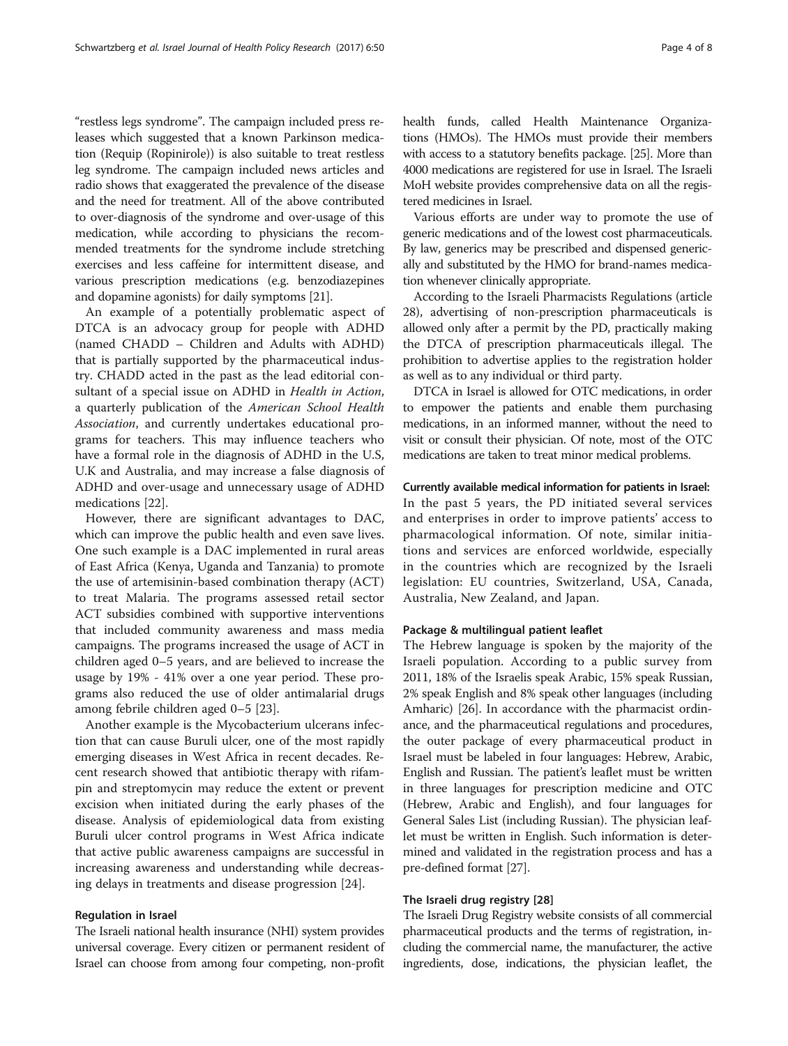"restless legs syndrome". The campaign included press releases which suggested that a known Parkinson medication (Requip (Ropinirole)) is also suitable to treat restless leg syndrome. The campaign included news articles and radio shows that exaggerated the prevalence of the disease and the need for treatment. All of the above contributed to over-diagnosis of the syndrome and over-usage of this medication, while according to physicians the recommended treatments for the syndrome include stretching exercises and less caffeine for intermittent disease, and various prescription medications (e.g. benzodiazepines and dopamine agonists) for daily symptoms [21].

An example of a potentially problematic aspect of DTCA is an advocacy group for people with ADHD (named CHADD – Children and Adults with ADHD) that is partially supported by the pharmaceutical industry. CHADD acted in the past as the lead editorial consultant of a special issue on ADHD in *Health in Action*, a quarterly publication of the *American School Health Association*, and currently undertakes educational programs for teachers. This may influence teachers who have a formal role in the diagnosis of ADHD in the U.S, U.K and Australia, and may increase a false diagnosis of ADHD and over-usage and unnecessary usage of ADHD medications [22].

However, there are significant advantages to DAC, which can improve the public health and even save lives. One such example is a DAC implemented in rural areas of East Africa (Kenya, Uganda and Tanzania) to promote the use of artemisinin-based combination therapy (ACT) to treat Malaria. The programs assessed retail sector ACT subsidies combined with supportive interventions that included community awareness and mass media campaigns. The programs increased the usage of ACT in children aged 0–5 years, and are believed to increase the usage by 19% - 41% over a one year period. These programs also reduced the use of older antimalarial drugs among febrile children aged 0–5 [23].

Another example is the Mycobacterium ulcerans infection that can cause Buruli ulcer, one of the most rapidly emerging diseases in West Africa in recent decades. Recent research showed that antibiotic therapy with rifampin and streptomycin may reduce the extent or prevent excision when initiated during the early phases of the disease. Analysis of epidemiological data from existing Buruli ulcer control programs in West Africa indicate that active public awareness campaigns are successful in increasing awareness and understanding while decreasing delays in treatments and disease progression [24].

### Regulation in Israel

The Israeli national health insurance (NHI) system provides universal coverage. Every citizen or permanent resident of Israel can choose from among four competing, non-profit health funds, called Health Maintenance Organizations (HMOs). The HMOs must provide their members with access to a statutory benefits package. [25]. More than 4000 medications are registered for use in Israel. The Israeli MoH website provides comprehensive data on all the registered medicines in Israel.

Various efforts are under way to promote the use of generic medications and of the lowest cost pharmaceuticals. By law, generics may be prescribed and dispensed generically and substituted by the HMO for brand-names medication whenever clinically appropriate.

According to the Israeli Pharmacists Regulations (article 28), advertising of non-prescription pharmaceuticals is allowed only after a permit by the PD, practically making the DTCA of prescription pharmaceuticals illegal. The prohibition to advertise applies to the registration holder as well as to any individual or third party.

DTCA in Israel is allowed for OTC medications, in order to empower the patients and enable them purchasing medications, in an informed manner, without the need to visit or consult their physician. Of note, most of the OTC medications are taken to treat minor medical problems.

### Currently available medical information for patients in Israel:

In the past 5 years, the PD initiated several services and enterprises in order to improve patients' access to pharmacological information. Of note, similar initiations and services are enforced worldwide, especially in the countries which are recognized by the Israeli legislation: EU countries, Switzerland, USA, Canada, Australia, New Zealand, and Japan.

### Package & multilingual patient leaflet

The Hebrew language is spoken by the majority of the Israeli population. According to a public survey from 2011, 18% of the Israelis speak Arabic, 15% speak Russian, 2% speak English and 8% speak other languages (including Amharic) [26]. In accordance with the pharmacist ordinance, and the pharmaceutical regulations and procedures, the outer package of every pharmaceutical product in Israel must be labeled in four languages: Hebrew, Arabic, English and Russian. The patient's leaflet must be written in three languages for prescription medicine and OTC (Hebrew, Arabic and English), and four languages for General Sales List (including Russian). The physician leaflet must be written in English. Such information is determined and validated in the registration process and has a pre-defined format [27].

### The Israeli drug registry [28]

The Israeli Drug Registry website consists of all commercial pharmaceutical products and the terms of registration, including the commercial name, the manufacturer, the active ingredients, dose, indications, the physician leaflet, the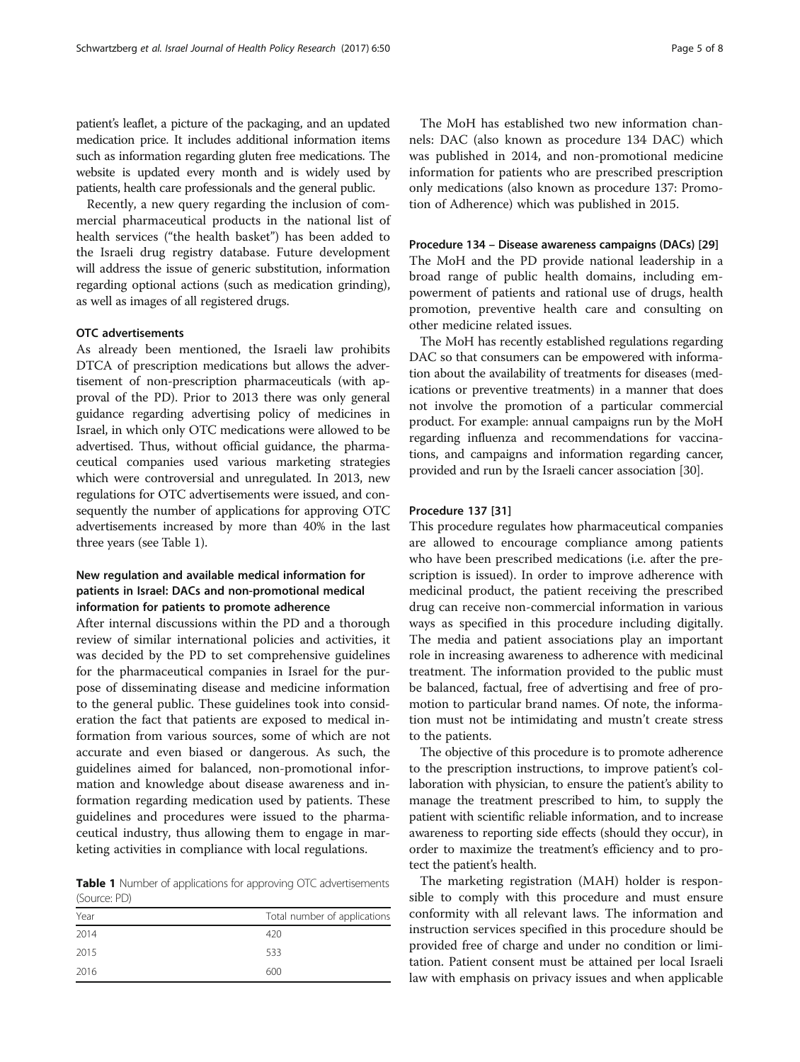patient's leaflet, a picture of the packaging, and an updated medication price. It includes additional information items such as information regarding gluten free medications. The website is updated every month and is widely used by patients, health care professionals and the general public.

Recently, a new query regarding the inclusion of commercial pharmaceutical products in the national list of health services ("the health basket") has been added to the Israeli drug registry database. Future development will address the issue of generic substitution, information regarding optional actions (such as medication grinding), as well as images of all registered drugs.

### OTC advertisements

As already been mentioned, the Israeli law prohibits DTCA of prescription medications but allows the advertisement of non-prescription pharmaceuticals (with approval of the PD). Prior to 2013 there was only general guidance regarding advertising policy of medicines in Israel, in which only OTC medications were allowed to be advertised. Thus, without official guidance, the pharmaceutical companies used various marketing strategies which were controversial and unregulated. In 2013, new regulations for OTC advertisements were issued, and consequently the number of applications for approving OTC advertisements increased by more than 40% in the last three years (see Table 1).

### New regulation and available medical information for patients in Israel: DACs and non-promotional medical information for patients to promote adherence

After internal discussions within the PD and a thorough review of similar international policies and activities, it was decided by the PD to set comprehensive guidelines for the pharmaceutical companies in Israel for the purpose of disseminating disease and medicine information to the general public. These guidelines took into consideration the fact that patients are exposed to medical information from various sources, some of which are not accurate and even biased or dangerous. As such, the guidelines aimed for balanced, non-promotional information and knowledge about disease awareness and information regarding medication used by patients. These guidelines and procedures were issued to the pharmaceutical industry, thus allowing them to engage in marketing activities in compliance with local regulations.

**Table 1** Number of applications for approving OTC advertisements (Source: PD)

| Year | Total number of applications |
| --- | --- |
| 2014 | 420 |
| 2015 | 533 |
| 2016 | 600 |

The MoH has established two new information channels: DAC (also known as procedure 134 DAC) which was published in 2014, and non-promotional medicine information for patients who are prescribed prescription only medications (also known as procedure 137: Promotion of Adherence) which was published in 2015.

#### Procedure 134 – Disease awareness campaigns (DACs) [29]

The MoH and the PD provide national leadership in a broad range of public health domains, including empowerment of patients and rational use of drugs, health promotion, preventive health care and consulting on other medicine related issues.

The MoH has recently established regulations regarding DAC so that consumers can be empowered with information about the availability of treatments for diseases (medications or preventive treatments) in a manner that does not involve the promotion of a particular commercial product. For example: annual campaigns run by the MoH regarding influenza and recommendations for vaccinations, and campaigns and information regarding cancer, provided and run by the Israeli cancer association [30].

#### Procedure 137 [31]

This procedure regulates how pharmaceutical companies are allowed to encourage compliance among patients who have been prescribed medications (i.e. after the prescription is issued). In order to improve adherence with medicinal product, the patient receiving the prescribed drug can receive non-commercial information in various ways as specified in this procedure including digitally. The media and patient associations play an important role in increasing awareness to adherence with medicinal treatment. The information provided to the public must be balanced, factual, free of advertising and free of promotion to particular brand names. Of note, the information must not be intimidating and mustn't create stress to the patients.

The objective of this procedure is to promote adherence to the prescription instructions, to improve patient's collaboration with physician, to ensure the patient's ability to manage the treatment prescribed to him, to supply the patient with scientific reliable information, and to increase awareness to reporting side effects (should they occur), in order to maximize the treatment's efficiency and to protect the patient's health.

The marketing registration (MAH) holder is responsible to comply with this procedure and must ensure conformity with all relevant laws. The information and instruction services specified in this procedure should be provided free of charge and under no condition or limitation. Patient consent must be attained per local Israeli law with emphasis on privacy issues and when applicable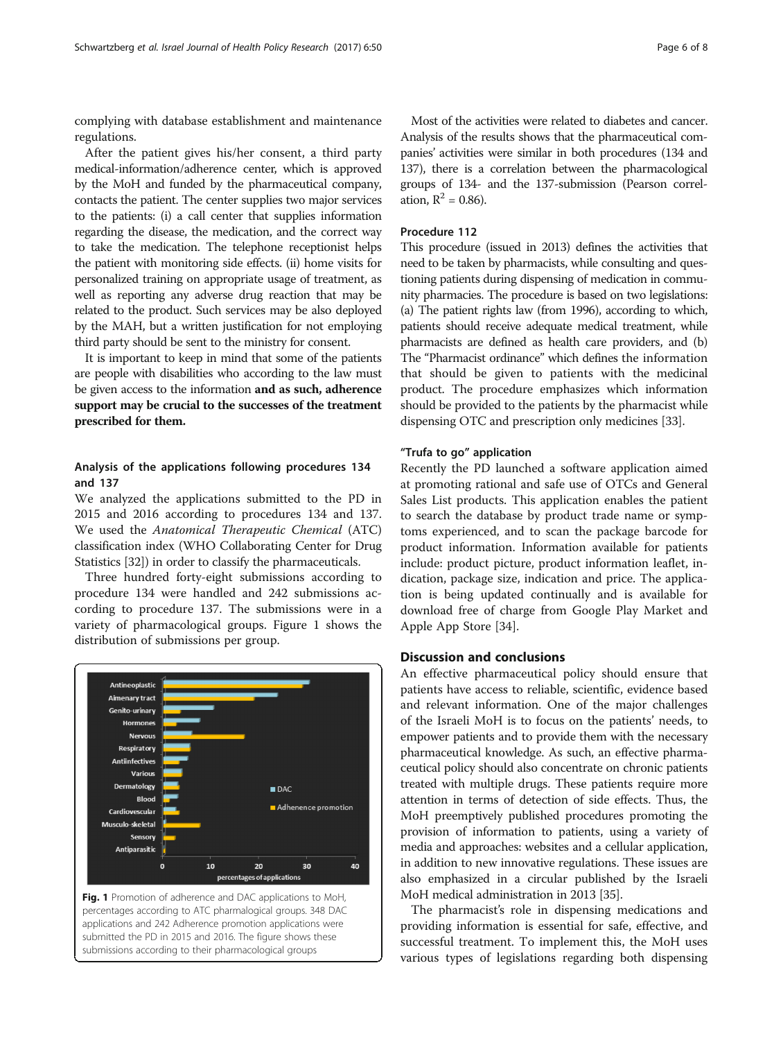complying with database establishment and maintenance regulations.

After the patient gives his/her consent, a third party medical-information/adherence center, which is approved by the MoH and funded by the pharmaceutical company, contacts the patient. The center supplies two major services to the patients: (i) a call center that supplies information regarding the disease, the medication, and the correct way to take the medication. The telephone receptionist helps the patient with monitoring side effects. (ii) home visits for personalized training on appropriate usage of treatment, as well as reporting any adverse drug reaction that may be related to the product. Such services may be also deployed by the MAH, but a written justification for not employing third party should be sent to the ministry for consent.

It is important to keep in mind that some of the patients are people with disabilities who according to the law must be given access to the information **and as such, adherence support may be crucial to the successes of the treatment prescribed for them.**

### Analysis of the applications following procedures 134 and 137

We analyzed the applications submitted to the PD in 2015 and 2016 according to procedures 134 and 137. We used the *Anatomical Therapeutic Chemical* (ATC) classification index (WHO Collaborating Center for Drug Statistics [32]) in order to classify the pharmaceuticals.

Three hundred forty-eight submissions according to procedure 134 were handled and 242 submissions according to procedure 137. The submissions were in a variety of pharmacological groups. Figure 1 shows the distribution of submissions per group.

Antineoplastic
Alimenary tract
Genito-urinary
Hormones
Nervous
Respiratory
Antiinfectives
Various
Dermatology
Blood
Cardiovescular
Musculo-skeletal
Sensory
Antiparasitic

DAC
Adherence promotion

0 10 20 30 40
percentages of applications

**Fig. 1** Promotion of adherence and DAC applications to MoH, percentages according to ATC pharmalogical groups. 348 DAC applications and 242 Adherence promotion applications were submitted the PD in 2015 and 2016. The figure shows these submissions according to their pharmacological groups

Most of the activities were related to diabetes and cancer. Analysis of the results shows that the pharmaceutical companies' activities were similar in both procedures (134 and 137), there is a correlation between the pharmacological groups of 134- and the 137-submission (Pearson correlation, $R^2 = 0.86$).

### Procedure 112

This procedure (issued in 2013) defines the activities that need to be taken by pharmacists, while consulting and questioning patients during dispensing of medication in community pharmacies. The procedure is based on two legislations: (a) The patient rights law (from 1996), according to which, patients should receive adequate medical treatment, while pharmacists are defined as health care providers, and (b) The "Pharmacist ordinance" which defines the information that should be given to patients with the medicinal product. The procedure emphasizes which information should be provided to the patients by the pharmacist while dispensing OTC and prescription only medicines [33].

### "Trufa to go" application

Recently the PD launched a software application aimed at promoting rational and safe use of OTCs and General Sales List products. This application enables the patient to search the database by product trade name or symptoms experienced, and to scan the package barcode for product information. Information available for patients include: product picture, product information leaflet, indication, package size, indication and price. The application is being updated continually and is available for download free of charge from Google Play Market and Apple App Store [34].

## Discussion and conclusions

An effective pharmaceutical policy should ensure that patients have access to reliable, scientific, evidence based and relevant information. One of the major challenges of the Israeli MoH is to focus on the patients' needs, to empower patients and to provide them with the necessary pharmaceutical knowledge. As such, an effective pharmaceutical policy should also concentrate on chronic patients treated with multiple drugs. These patients require more attention in terms of detection of side effects. Thus, the MoH preemptively published procedures promoting the provision of information to patients, using a variety of media and approaches: websites and a cellular application, in addition to new innovative regulations. These issues are also emphasized in a circular published by the Israeli MoH medical administration in 2013 [35].

The pharmacist's role in dispensing medications and providing information is essential for safe, effective, and successful treatment. To implement this, the MoH uses various types of legislations regarding both dispensing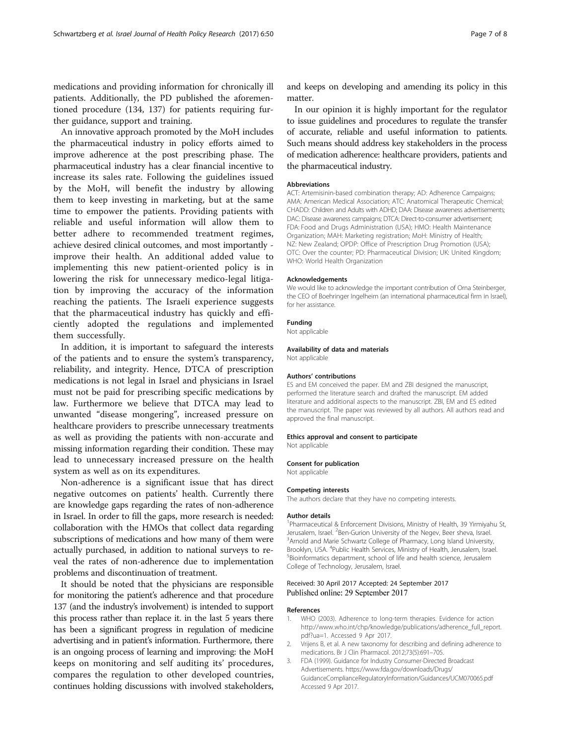medications and providing information for chronically ill patients. Additionally, the PD published the aforementioned procedure (134, 137) for patients requiring further guidance, support and training.

An innovative approach promoted by the MoH includes the pharmaceutical industry in policy efforts aimed to improve adherence at the post prescribing phase. The pharmaceutical industry has a clear financial incentive to increase its sales rate. Following the guidelines issued by the MoH, will benefit the industry by allowing them to keep investing in marketing, but at the same time to empower the patients. Providing patients with reliable and useful information will allow them to better adhere to recommended treatment regimes, achieve desired clinical outcomes, and most importantly - improve their health. An additional added value to implementing this new patient-oriented policy is in lowering the risk for unnecessary medico-legal litigation by improving the accuracy of the information reaching the patients. The Israeli experience suggests that the pharmaceutical industry has quickly and efficiently adopted the regulations and implemented them successfully.

In addition, it is important to safeguard the interests of the patients and to ensure the system's transparency, reliability, and integrity. Hence, DTCA of prescription medications is not legal in Israel and physicians in Israel must not be paid for prescribing specific medications by law. Furthermore we believe that DTCA may lead to unwanted "disease mongering", increased pressure on healthcare providers to prescribe unnecessary treatments as well as providing the patients with non-accurate and missing information regarding their condition. These may lead to unnecessary increased pressure on the health system as well as on its expenditures.

Non-adherence is a significant issue that has direct negative outcomes on patients' health. Currently there are knowledge gaps regarding the rates of non-adherence in Israel. In order to fill the gaps, more research is needed: collaboration with the HMOs that collect data regarding subscriptions of medications and how many of them were actually purchased, in addition to national surveys to reveal the rates of non-adherence due to implementation problems and discontinuation of treatment.

It should be noted that the physicians are responsible for monitoring the patient's adherence and that procedure 137 (and the industry's involvement) is intended to support this process rather than replace it. in the last 5 years there has been a significant progress in regulation of medicine advertising and in patient's information. Furthermore, there is an ongoing process of learning and improving: the MoH keeps on monitoring and self auditing its' procedures, compares the regulation to other developed countries, continues holding discussions with involved stakeholders, and keeps on developing and amending its policy in this matter.

In our opinion it is highly important for the regulator to issue guidelines and procedures to regulate the transfer of accurate, reliable and useful information to patients. Such means should address key stakeholders in the process of medication adherence: healthcare providers, patients and the pharmaceutical industry.

#### Abbreviations

ACT: Artemisinin-based combination therapy; AD: Adherence Campaigns; AMA: American Medical Association; ATC: Anatomical Therapeutic Chemical; CHADD: Children and Adults with ADHD; DAA: Disease awareness advertisements; DAC: Disease awareness campaigns; DTCA: Direct-to-consumer advertisement; FDA: Food and Drugs Administration (USA); HMO: Health Maintenance Organization; MAH: Marketing registration; MoH: Ministry of Health; NZ: New Zealand; OPDP: Office of Prescription Drug Promotion (USA); OTC: Over the counter; PD: Pharmaceutical Division; UK: United Kingdom; WHO: World Health Organization

#### Acknowledgements

We would like to acknowledge the important contribution of Orna Steinberger, the CEO of Boehringer Ingelheim (an international pharmaceutical firm in Israel), for her assistance.

#### Funding

Not applicable

#### Availability of data and materials

Not applicable

#### Authors' contributions

ES and EM conceived the paper. EM and ZBI designed the manuscript, performed the literature search and drafted the manuscript. EM added literature and additional aspects to the manuscript. ZBI, EM and ES edited the manuscript. The paper was reviewed by all authors. All authors read and approved the final manuscript.

#### Ethics approval and consent to participate

Not applicable

#### Consent for publication

Not applicable

#### Competing interests

The authors declare that they have no competing interests.

#### Author details

[1]Pharmaceutical & Enforcement Divisions, Ministry of Health, 39 Yirmiyahu St, Jerusalem, Israel. [2]Ben-Gurion University of the Negev, Beer sheva, Israel. [3]Arnold and Marie Schwartz College of Pharmacy, Long Island University, Brooklyn, USA. [4]Public Health Services, Ministry of Health, Jerusalem, Israel. [5]Bioinformatics department, school of life and health science, Jerusalem College of Technology, Jerusalem, Israel.

Received: 30 April 2017 Accepted: 24 September 2017
Published online: 29 September 2017

#### References

1. WHO (2003). Adherence to long-term therapies. Evidence for action http://www.who.int/chp/knowledge/publications/adherence_full_report.pdf?ua=1. Accessed 9 Apr 2017.
2. Vrijens B, et al. A new taxonomy for describing and defining adherence to medications. Br J Clin Pharmacol. 2012;73(5):691–705.
3. FDA (1999). Guidance for Industry Consumer-Directed Broadcast Advertisements. https://www.fda.gov/downloads/Drugs/GuidanceComplianceRegulatoryInformation/Guidances/UCM070065.pdf Accessed 9 Apr 2017.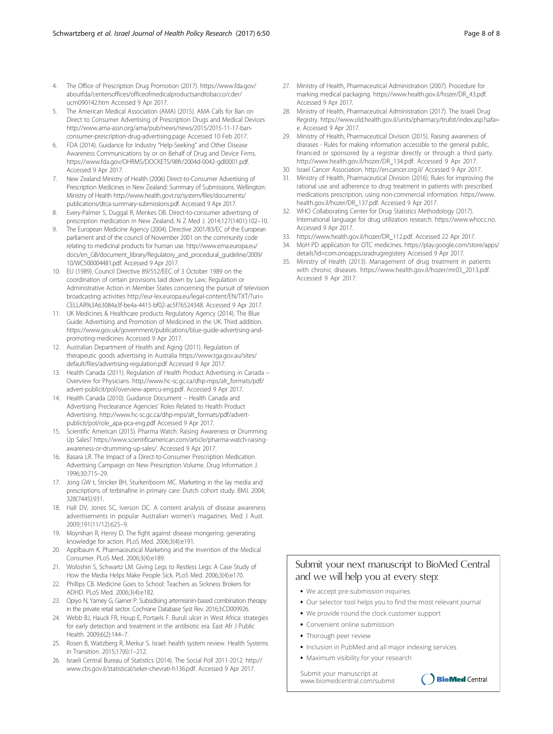4. The Office of Prescription Drug Promotion (2017). https://www.fda.gov/aboutfda/centersoffices/officeofmedicalproductsandtobacco/cder/ucm090142.htm Accessed 9 Apr 2017.
5. The American Medical Association (AMA) (2015). AMA Calls for Ban on Direct to Consumer Advertising of Prescription Drugs and Medical Devices http://www.ama-assn.org/ama/pub/news/news/2015/2015-11-17-ban-consumer-prescription-drug-advertising.page Accessed 10 Feb 2017.
6. FDA (2014). Guidance for Industry "Help-Seeking" and Other Disease Awareness Communications by or on Behalf of Drug and Device Firms. https://www.fda.gov/OHRMS/DOCKETS/98fr/2004d-0042-gdl0001.pdf. Accessed 9 Apr 2017.
7. New Zealand Ministry of Health (2006) Direct-to-Consumer Advertising of Prescription Medicines in New Zealand: Summary of Submissions. Wellington: Ministry of Health http://www.health.govt.nz/system/files/documents/publications/dtca-summary-submissions.pdf. Accessed 9 Apr 2017.
8. Every-Palmer S, Duggal R, Menkes DB. Direct-to-consumer advertising of prescription medication in New Zealand. N Z Med J. 2014;127(1401):102–10.
9. The European Medicine Agency (2004). Directive 2001/83/EC of the European parliament and of the council of November 2001 on the community code relating to medicinal products for human use. http://www.ema.europa.eu/docs/en_GB/document_library/Regulatory_and_procedural_guideline/2009/10/WC500004481.pdf. Accessed 9 Apr 2017.
10. EU (1989). Council Directive 89/552/EEC of 3 October 1989 on the coordination of certain provisions laid down by Law, Regulation or Administrative Action in Member States concerning the pursuit of television broadcasting activities http://eur-lex.europa.eu/legal-content/EN/TXT/?uri=CELLAR%3A63084a3f-be4a-4415-bf02-ac5f76524348. Accessed 9 Apr 2017.
11. UK Medicines & Healthcare products Regulatory Agency (2014). The Blue Guide: Advertising and Promotion of Medicined in the UK. Third addition. https://www.gov.uk/government/publications/blue-guide-advertising-and-promoting-medicines Accessed 9 Apr 2017.
12. Australian Department of Health and Aging (2011). Regulation of therapeutic goods advertising in Australia https://www.tga.gov.au/sites/default/files/advertising-regulation.pdf Accessed 9 Apr 2017.
13. Health Canada (2011). Regulation of Health Product Advertising in Canada – Overview for Physicians. http://www.hc-sc.gc.ca/dhp-mps/alt_formats/pdf/advert-publicit/pol/overview-apercu-eng.pdf. Accessed 9 Apr 2017.
14. Health Canada (2010). Guidance Document – Health Canada and Advertising Preclearance Agencies' Roles Related to Health Product Advertising. http://www.hc-sc.gc.ca/dhp-mps/alt_formats/pdf/advert-publicit/pol/role_apa-pca-eng.pdf Accessed 9 Apr 2017.
15. Scientific American (2015). Pharma Watch: Raising Awareness or Drumming Up Sales? https://www.scientificamerican.com/article/pharma-watch-raising-awareness-or-drumming-up-sales/. Accessed 9 Apr 2017.
16. Basara LR. The Impact of a Direct-to-Consumer Prescription Medication Advertising Campaign on New Prescription Volume. Drug Information J. 1996;30:715–29.
17. Jong GW t, Stricker BH, Sturkenboom MC. Marketing in the lay media and prescriptions of terbinafine in primary care: Dutch cohort study. BMJ. 2004;328(7445):931.
18. Hall DV, Jones SC, Iverson DC. A content analysis of disease awareness advertisements in popular Australian women's magazines. Med J Aust. 2009;191(11/12):625–9.
19. Moynihan R, Henry D. The fight against disease mongering: generating knowledge for action. PLoS Med. 2006;3(4):e191.
20. Applbaum K. Pharmaceutical Marketing and the Invention of the Medical Consumer. PLoS Med. 2006;3(4):e189.
21. Woloshin S, Schwartz LM. Giving Legs to Restless Legs: A Case Study of How the Media Helps Make People Sick. PLoS Med. 2006;3(4):e170.
22. Phillips CB. Medicine Goes to School: Teachers as Sickness Brokers for ADHD. PLoS Med. 2006;3(4):e182.
23. Opiyo N, Yamey G, Garner P. Subsidising artemisinin-based combination therapy in the private retail sector. Cochrane Database Syst Rev. 2016;3:CD009926.
24. Webb BJ, Hauck FR, Houp E, Portaels F. Buruli ulcer in West Africa: strategies for early detection and treatment in the antibiotic era. East Afr J Public Health. 2009;6(2):144–7.
25. Rosen B, Waitzberg R, Merkur S. Israel: health system review. Health Systems in Transition. 2015;17(6):1–212.
26. Israeli Central Bureau of Statistics (2014). The Social Poll 2011-2012. http://www.cbs.gov.il/statistical/seker-chevrati-h136.pdf. Accessed 9 Apr 2017.
27. Ministry of Health, Pharmaceutical Administration (2007). Procedure for marking medical packaging. https://www.health.gov.il/hozer/DR_43.pdf. Accessed 9 Apr 2017.
28. Ministry of Health, Pharmaceutical Administration (2017). The Israeli Drug Registry. https://www.old.health.gov.il/units/pharmacy/trufot/index.asp?safa=e. Accessed 9 Apr 2017.
29. Ministry of Health, Pharmaceutical Division (2015). Raising awareness of diseases - Rules for making information accessible to the general public, financed or sponsored by a registrar directly or through a third party. http://www.health.gov.il/hozer/DR_134.pdf. Accessed 9 Apr 2017.
30. Israel Cancer Association. http://en.cancer.org.il/ Accessed 9 Apr 2017.
31. Ministry of Health, Pharmaceutical Division (2016). Rules for improving the rational use and adherence to drug treatment in patients with prescribed medications prescription, using non-commercial information. https://www.health.gov.il/hozer/DR_137.pdf. Accessed 9 Apr 2017.
32. WHO Collaborating Center for Drug Statistics Methodology (2017). International language for drug utilization research. https://www.whocc.no. Accessed 9 Apr 2017.
33. https://www.health.gov.il/hozer/DR_112.pdf. Accessed 22 Apr 2017.
34. MoH PD application for OTC medicines. https://play.google.com/store/apps/details?id=com.onoapps.isradrugregistery Accessed 9 Apr 2017.
35. Ministry of Health (2013). Management of drug treatment in patients with chronic diseases. https://www.health.gov.il/hozer/mr03_2013.pdf. Accessed 9 Apr 2017.

Submit your next manuscript to BioMed Central and we will help you at every step:

- We accept pre-submission inquiries
- Our selector tool helps you to find the most relevant journal
- We provide round the clock customer support
- Convenient online submission
- Thorough peer review
- Inclusion in PubMed and all major indexing services
- Maximum visibility for your research

Submit your manuscript at www.biomedcentral.com/submit

BioMed Central